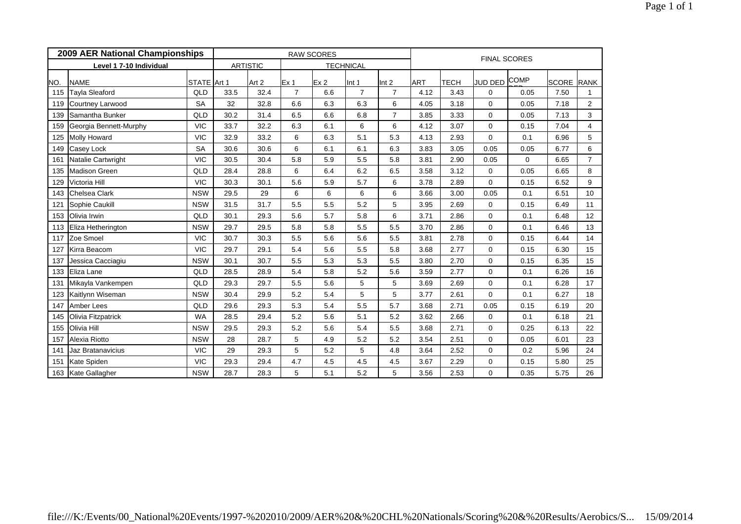| 2009 AER National Championships | | | RAW SCORES | | | | | | FINAL SCORES | | | | | |
|---|---|---|---|---|---|---|---|---|---|---|---|---|---|---|
| Level 1 7-10 Individual | | | ARTISTIC | | TECHNICAL | | | | | | | | | |
| NO. | NAME | STATE | Art 1 | Art 2 | Ex 1 | Ex 2 | Int 1 | Int 2 | ART | TECH | JUD DED | COMP DED | SCORE | RANK |
| 115 | Tayla Sleaford | QLD | 33.5 | 32.4 | 7 | 6.6 | 7 | 7 | 4.12 | 3.43 | 0 | 0.05 | 7.50 | 1 |
| 119 | Courtney Larwood | SA | 32 | 32.8 | 6.6 | 6.3 | 6.3 | 6 | 4.05 | 3.18 | 0 | 0.05 | 7.18 | 2 |
| 139 | Samantha Bunker | QLD | 30.2 | 31.4 | 6.5 | 6.6 | 6.8 | 7 | 3.85 | 3.33 | 0 | 0.05 | 7.13 | 3 |
| 159 | Georgia Bennett-Murphy | VIC | 33.7 | 32.2 | 6.3 | 6.1 | 6 | 6 | 4.12 | 3.07 | 0 | 0.15 | 7.04 | 4 |
| 125 | Molly Howard | VIC | 32.9 | 33.2 | 6 | 6.3 | 5.1 | 5.3 | 4.13 | 2.93 | 0 | 0.1 | 6.96 | 5 |
| 149 | Casey Lock | SA | 30.6 | 30.6 | 6 | 6.1 | 6.1 | 6.3 | 3.83 | 3.05 | 0.05 | 0.05 | 6.77 | 6 |
| 161 | Natalie Cartwright | VIC | 30.5 | 30.4 | 5.8 | 5.9 | 5.5 | 5.8 | 3.81 | 2.90 | 0.05 | 0 | 6.65 | 7 |
| 135 | Madison Green | QLD | 28.4 | 28.8 | 6 | 6.4 | 6.2 | 6.5 | 3.58 | 3.12 | 0 | 0.05 | 6.65 | 8 |
| 129 | Victoria Hill | VIC | 30.3 | 30.1 | 5.6 | 5.9 | 5.7 | 6 | 3.78 | 2.89 | 0 | 0.15 | 6.52 | 9 |
| 143 | Chelsea Clark | NSW | 29.5 | 29 | 6 | 6 | 6 | 6 | 3.66 | 3.00 | 0.05 | 0.1 | 6.51 | 10 |
| 121 | Sophie Caukill | NSW | 31.5 | 31.7 | 5.5 | 5.5 | 5.2 | 5 | 3.95 | 2.69 | 0 | 0.15 | 6.49 | 11 |
| 153 | Olivia Irwin | QLD | 30.1 | 29.3 | 5.6 | 5.7 | 5.8 | 6 | 3.71 | 2.86 | 0 | 0.1 | 6.48 | 12 |
| 113 | Eliza Hetherington | NSW | 29.7 | 29.5 | 5.8 | 5.8 | 5.5 | 5.5 | 3.70 | 2.86 | 0 | 0.1 | 6.46 | 13 |
| 117 | Zoe Smoel | VIC | 30.7 | 30.3 | 5.5 | 5.6 | 5.6 | 5.5 | 3.81 | 2.78 | 0 | 0.15 | 6.44 | 14 |
| 127 | Kirra Beacom | VIC | 29.7 | 29.1 | 5.4 | 5.6 | 5.5 | 5.8 | 3.68 | 2.77 | 0 | 0.15 | 6.30 | 15 |
| 137 | Jessica Cacciagiu | NSW | 30.1 | 30.7 | 5.5 | 5.3 | 5.3 | 5.5 | 3.80 | 2.70 | 0 | 0.15 | 6.35 | 15 |
| 133 | Eliza Lane | QLD | 28.5 | 28.9 | 5.4 | 5.8 | 5.2 | 5.6 | 3.59 | 2.77 | 0 | 0.1 | 6.26 | 16 |
| 131 | Mikayla Vankempen | QLD | 29.3 | 29.7 | 5.5 | 5.6 | 5 | 5 | 3.69 | 2.69 | 0 | 0.1 | 6.28 | 17 |
| 123 | Kaitlynn Wiseman | NSW | 30.4 | 29.9 | 5.2 | 5.4 | 5 | 5 | 3.77 | 2.61 | 0 | 0.1 | 6.27 | 18 |
| 147 | Amber Lees | QLD | 29.6 | 29.3 | 5.3 | 5.4 | 5.5 | 5.7 | 3.68 | 2.71 | 0.05 | 0.15 | 6.19 | 20 |
| 145 | Olivia Fitzpatrick | WA | 28.5 | 29.4 | 5.2 | 5.6 | 5.1 | 5.2 | 3.62 | 2.66 | 0 | 0.1 | 6.18 | 21 |
| 155 | Olivia Hill | NSW | 29.5 | 29.3 | 5.2 | 5.6 | 5.4 | 5.5 | 3.68 | 2.71 | 0 | 0.25 | 6.13 | 22 |
| 157 | Alexia Riotto | NSW | 28 | 28.7 | 5 | 4.9 | 5.2 | 5.2 | 3.54 | 2.51 | 0 | 0.05 | 6.01 | 23 |
| 141 | Jaz Bratanavicius | VIC | 29 | 29.3 | 5 | 5.2 | 5 | 4.8 | 3.64 | 2.52 | 0 | 0.2 | 5.96 | 24 |
| 151 | Kate Spiden | VIC | 29.3 | 29.4 | 4.7 | 4.5 | 4.5 | 4.5 | 3.67 | 2.29 | 0 | 0.15 | 5.80 | 25 |
| 163 | Kate Gallagher | NSW | 28.7 | 28.3 | 5 | 5.1 | 5.2 | 5 | 3.56 | 2.53 | 0 | 0.35 | 5.75 | 26 |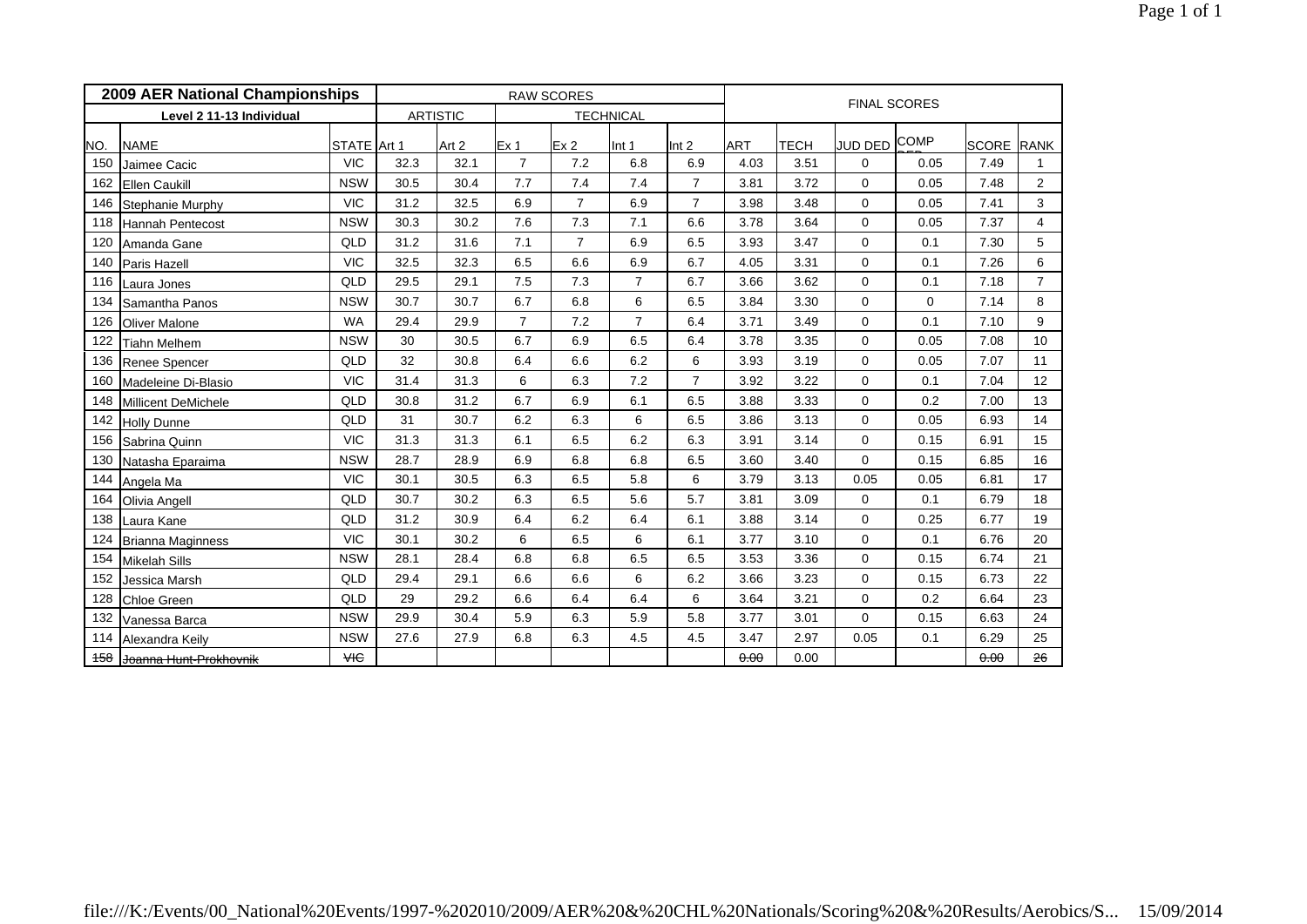| 2009 AER National Championships | | | RAW SCORES | | | | | | FINAL SCORES | | | | | |
|---|---|---|---|---|---|---|---|---|---|---|---|---|---|---|
| Level 2 11-13 Individual | | | ARTISTIC | | TECHNICAL | | | | | | | | | |
| NO. | NAME | STATE | Art 1 | Art 2 | Ex 1 | Ex 2 | Int 1 | Int 2 | ART | TECH | JUD DED | COMP DED | SCORE | RANK |
| 150 | Jaimee Cacic | VIC | 32.3 | 32.1 | 7 | 7.2 | 6.8 | 6.9 | 4.03 | 3.51 | 0 | 0.05 | 7.49 | 1 |
| 162 | Ellen Caukill | NSW | 30.5 | 30.4 | 7.7 | 7.4 | 7.4 | 7 | 3.81 | 3.72 | 0 | 0.05 | 7.48 | 2 |
| 146 | Stephanie Murphy | VIC | 31.2 | 32.5 | 6.9 | 7 | 6.9 | 7 | 3.98 | 3.48 | 0 | 0.05 | 7.41 | 3 |
| 118 | Hannah Pentecost | NSW | 30.3 | 30.2 | 7.6 | 7.3 | 7.1 | 6.6 | 3.78 | 3.64 | 0 | 0.05 | 7.37 | 4 |
| 120 | Amanda Gane | QLD | 31.2 | 31.6 | 7.1 | 7 | 6.9 | 6.5 | 3.93 | 3.47 | 0 | 0.1 | 7.30 | 5 |
| 140 | Paris Hazell | VIC | 32.5 | 32.3 | 6.5 | 6.6 | 6.9 | 6.7 | 4.05 | 3.31 | 0 | 0.1 | 7.26 | 6 |
| 116 | Laura Jones | QLD | 29.5 | 29.1 | 7.5 | 7.3 | 7 | 6.7 | 3.66 | 3.62 | 0 | 0.1 | 7.18 | 7 |
| 134 | Samantha Panos | NSW | 30.7 | 30.7 | 6.7 | 6.8 | 6 | 6.5 | 3.84 | 3.30 | 0 | 0 | 7.14 | 8 |
| 126 | Oliver Malone | WA | 29.4 | 29.9 | 7 | 7.2 | 7 | 6.4 | 3.71 | 3.49 | 0 | 0.1 | 7.10 | 9 |
| 122 | Tiahn Melhem | NSW | 30 | 30.5 | 6.7 | 6.9 | 6.5 | 6.4 | 3.78 | 3.35 | 0 | 0.05 | 7.08 | 10 |
| 136 | Renee Spencer | QLD | 32 | 30.8 | 6.4 | 6.6 | 6.2 | 6 | 3.93 | 3.19 | 0 | 0.05 | 7.07 | 11 |
| 160 | Madeleine Di-Blasio | VIC | 31.4 | 31.3 | 6 | 6.3 | 7.2 | 7 | 3.92 | 3.22 | 0 | 0.1 | 7.04 | 12 |
| 148 | Millicent DeMichele | QLD | 30.8 | 31.2 | 6.7 | 6.9 | 6.1 | 6.5 | 3.88 | 3.33 | 0 | 0.2 | 7.00 | 13 |
| 142 | Holly Dunne | QLD | 31 | 30.7 | 6.2 | 6.3 | 6 | 6.5 | 3.86 | 3.13 | 0 | 0.05 | 6.93 | 14 |
| 156 | Sabrina Quinn | VIC | 31.3 | 31.3 | 6.1 | 6.5 | 6.2 | 6.3 | 3.91 | 3.14 | 0 | 0.15 | 6.91 | 15 |
| 130 | Natasha Eparaima | NSW | 28.7 | 28.9 | 6.9 | 6.8 | 6.8 | 6.5 | 3.60 | 3.40 | 0 | 0.15 | 6.85 | 16 |
| 144 | Angela Ma | VIC | 30.1 | 30.5 | 6.3 | 6.5 | 5.8 | 6 | 3.79 | 3.13 | 0.05 | 0.05 | 6.81 | 17 |
| 164 | Olivia Angell | QLD | 30.7 | 30.2 | 6.3 | 6.5 | 5.6 | 5.7 | 3.81 | 3.09 | 0 | 0.1 | 6.79 | 18 |
| 138 | Laura Kane | QLD | 31.2 | 30.9 | 6.4 | 6.2 | 6.4 | 6.1 | 3.88 | 3.14 | 0 | 0.25 | 6.77 | 19 |
| 124 | Brianna Maginness | VIC | 30.1 | 30.2 | 6 | 6.5 | 6 | 6.1 | 3.77 | 3.10 | 0 | 0.1 | 6.76 | 20 |
| 154 | Mikelah Sills | NSW | 28.1 | 28.4 | 6.8 | 6.8 | 6.5 | 6.5 | 3.53 | 3.36 | 0 | 0.15 | 6.74 | 21 |
| 152 | Jessica Marsh | QLD | 29.4 | 29.1 | 6.6 | 6.6 | 6 | 6.2 | 3.66 | 3.23 | 0 | 0.15 | 6.73 | 22 |
| 128 | Chloe Green | QLD | 29 | 29.2 | 6.6 | 6.4 | 6.4 | 6 | 3.64 | 3.21 | 0 | 0.2 | 6.64 | 23 |
| 132 | Vanessa Barca | NSW | 29.9 | 30.4 | 5.9 | 6.3 | 5.9 | 5.8 | 3.77 | 3.01 | 0 | 0.15 | 6.63 | 24 |
| 114 | Alexandra Keily | NSW | 27.6 | 27.9 | 6.8 | 6.3 | 4.5 | 4.5 | 3.47 | 2.97 | 0.05 | 0.1 | 6.29 | 25 |
| ~~158~~ | ~~Joanna Hunt-Prokhovnik~~ | ~~VIC~~ | | | | | | | ~~0.00~~ | 0.00 | | | ~~0.00~~ | ~~26~~ |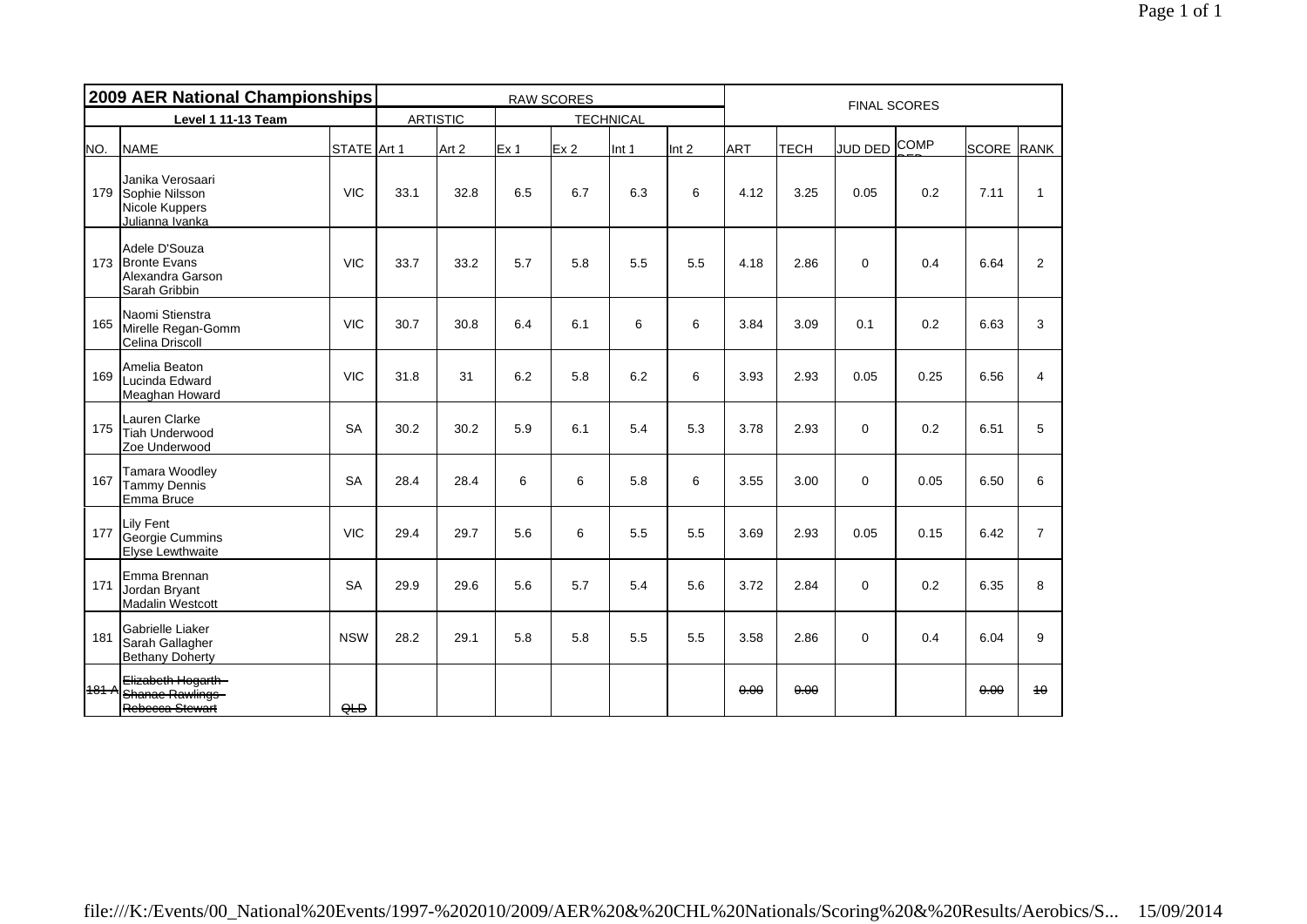## 2009 AER National Championships

| Level 1 11-13 Team | | | RAW SCORES | | | | | | FINAL SCORES | | | | | |
|---|---|---|---|---|---|---|---|---|---|---|---|---|---|---|
| | | | ARTISTIC | | TECHNICAL | | | | | | | | | |
| NO. | NAME | STATE | Art 1 | Art 2 | Ex 1 | Ex 2 | Int 1 | Int 2 | ART | TECH | JUD DED | COMP DED | SCORE | RANK |
| 179 | Janika Verosaari<br>Sophie Nilsson<br>Nicole Kuppers<br>Julianna Ivanka | VIC | 33.1 | 32.8 | 6.5 | 6.7 | 6.3 | 6 | 4.12 | 3.25 | 0.05 | 0.2 | 7.11 | 1 |
| 173 | Adele D'Souza<br>Bronte Evans<br>Alexandra Garson<br>Sarah Gribbin | VIC | 33.7 | 33.2 | 5.7 | 5.8 | 5.5 | 5.5 | 4.18 | 2.86 | 0 | 0.4 | 6.64 | 2 |
| 165 | Naomi Stienstra<br>Mirelle Regan-Gomm<br>Celina Driscoll | VIC | 30.7 | 30.8 | 6.4 | 6.1 | 6 | 6 | 3.84 | 3.09 | 0.1 | 0.2 | 6.63 | 3 |
| 169 | Amelia Beaton<br>Lucinda Edward<br>Meaghan Howard | VIC | 31.8 | 31 | 6.2 | 5.8 | 6.2 | 6 | 3.93 | 2.93 | 0.05 | 0.25 | 6.56 | 4 |
| 175 | Lauren Clarke<br>Tiah Underwood<br>Zoe Underwood | SA | 30.2 | 30.2 | 5.9 | 6.1 | 5.4 | 5.3 | 3.78 | 2.93 | 0 | 0.2 | 6.51 | 5 |
| 167 | Tamara Woodley<br>Tammy Dennis<br>Emma Bruce | SA | 28.4 | 28.4 | 6 | 6 | 5.8 | 6 | 3.55 | 3.00 | 0 | 0.05 | 6.50 | 6 |
| 177 | Lily Fent<br>Georgie Cummins<br>Elyse Lewthwaite | VIC | 29.4 | 29.7 | 5.6 | 6 | 5.5 | 5.5 | 3.69 | 2.93 | 0.05 | 0.15 | 6.42 | 7 |
| 171 | Emma Brennan<br>Jordan Bryant<br>Madalin Westcott | SA | 29.9 | 29.6 | 5.6 | 5.7 | 5.4 | 5.6 | 3.72 | 2.84 | 0 | 0.2 | 6.35 | 8 |
| 181 | Gabrielle Liaker<br>Sarah Gallagher<br>Bethany Doherty | NSW | 28.2 | 29.1 | 5.8 | 5.8 | 5.5 | 5.5 | 3.58 | 2.86 | 0 | 0.4 | 6.04 | 9 |
| ~~181 A~~ | ~~Elizabeth Hogarth~~<br>~~Shanae Rawlings~~<br>~~Rebecca Stewart~~ | ~~QLD~~ | | | | | | | ~~0.00~~ | ~~0.00~~ | | | ~~0.00~~ | ~~10~~ |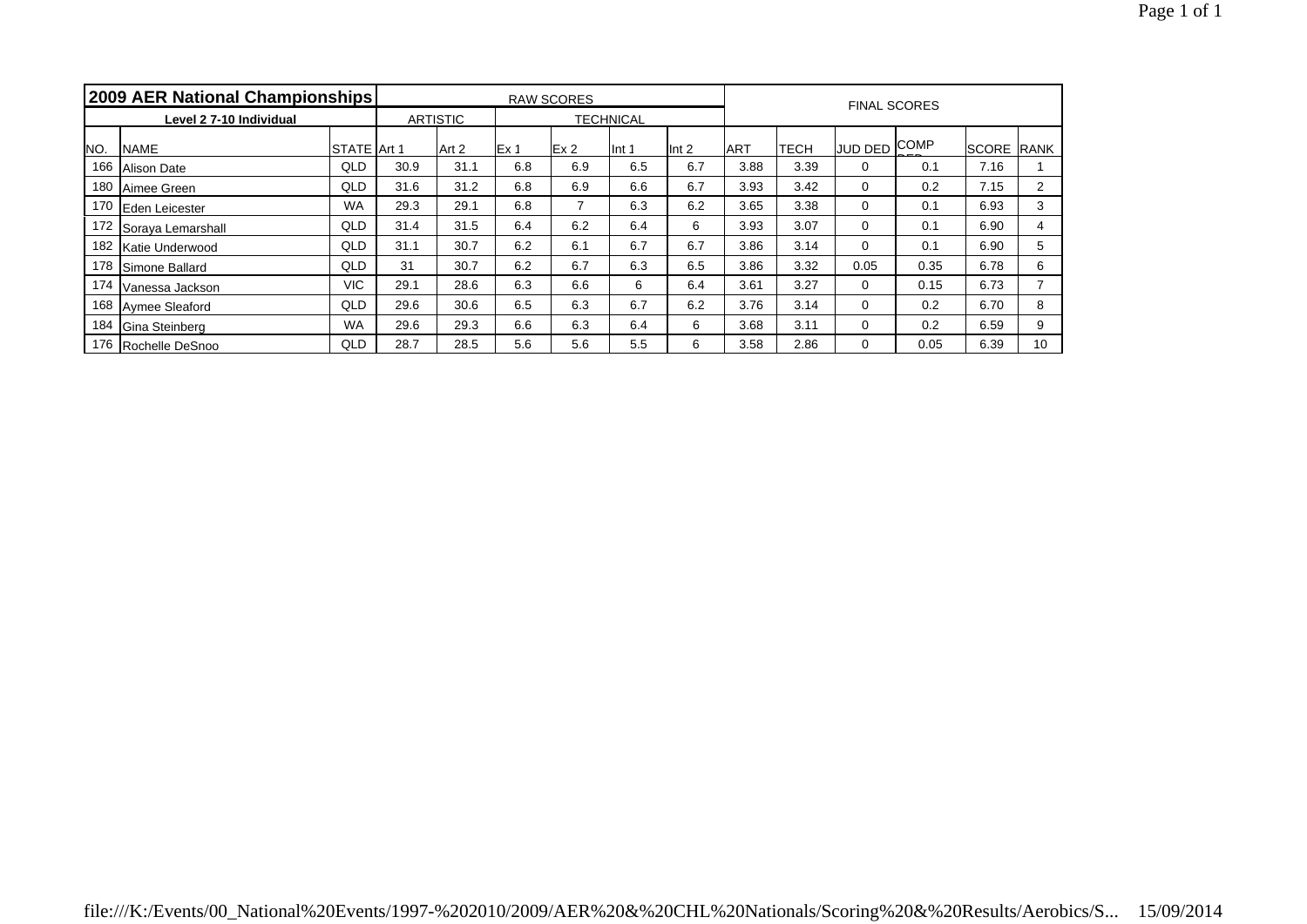| 2009 AER National Championships | | | RAW SCORES | | | | | | FINAL SCORES | | | | | |
|---|---|---|---|---|---|---|---|---|---|---|---|---|---|---|
| Level 2 7-10 Individual | | | ARTISTIC | | TECHNICAL | | | | | | | | | |
| NO. | NAME | STATE | Art 1 | Art 2 | Ex 1 | Ex 2 | Int 1 | Int 2 | ART | TECH | JUD DED | COMP DED | SCORE | RANK |
| 166 | Alison Date | QLD | 30.9 | 31.1 | 6.8 | 6.9 | 6.5 | 6.7 | 3.88 | 3.39 | 0 | 0.1 | 7.16 | 1 |
| 180 | Aimee Green | QLD | 31.6 | 31.2 | 6.8 | 6.9 | 6.6 | 6.7 | 3.93 | 3.42 | 0 | 0.2 | 7.15 | 2 |
| 170 | Eden Leicester | WA | 29.3 | 29.1 | 6.8 | 7 | 6.3 | 6.2 | 3.65 | 3.38 | 0 | 0.1 | 6.93 | 3 |
| 172 | Soraya Lemarshall | QLD | 31.4 | 31.5 | 6.4 | 6.2 | 6.4 | 6 | 3.93 | 3.07 | 0 | 0.1 | 6.90 | 4 |
| 182 | Katie Underwood | QLD | 31.1 | 30.7 | 6.2 | 6.1 | 6.7 | 6.7 | 3.86 | 3.14 | 0 | 0.1 | 6.90 | 5 |
| 178 | Simone Ballard | QLD | 31 | 30.7 | 6.2 | 6.7 | 6.3 | 6.5 | 3.86 | 3.32 | 0.05 | 0.35 | 6.78 | 6 |
| 174 | Vanessa Jackson | VIC | 29.1 | 28.6 | 6.3 | 6.6 | 6 | 6.4 | 3.61 | 3.27 | 0 | 0.15 | 6.73 | 7 |
| 168 | Aymee Sleaford | QLD | 29.6 | 30.6 | 6.5 | 6.3 | 6.7 | 6.2 | 3.76 | 3.14 | 0 | 0.2 | 6.70 | 8 |
| 184 | Gina Steinberg | WA | 29.6 | 29.3 | 6.6 | 6.3 | 6.4 | 6 | 3.68 | 3.11 | 0 | 0.2 | 6.59 | 9 |
| 176 | Rochelle DeSnoo | QLD | 28.7 | 28.5 | 5.6 | 5.6 | 5.5 | 6 | 3.58 | 2.86 | 0 | 0.05 | 6.39 | 10 |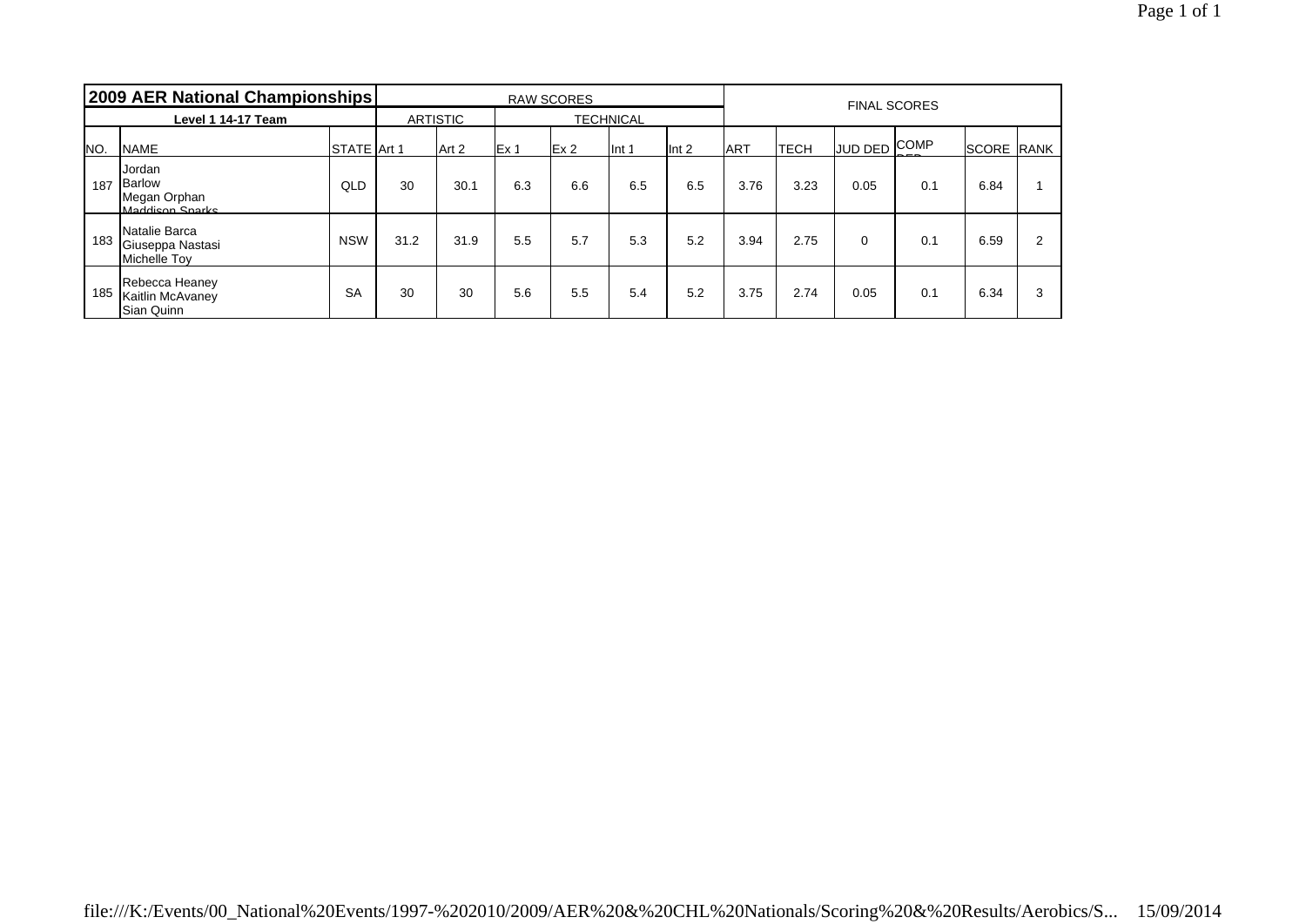| 2009 AER National Championships | | | RAW SCORES | | | | | | FINAL SCORES | | | | | |
|---|---|---|---|---|---|---|---|---|---|---|---|---|---|---|
| Level 1 14-17 Team | | | ARTISTIC | | TECHNICAL | | | | | | | | | |
| NO. | NAME | STATE | Art 1 | Art 2 | Ex 1 | Ex 2 | Int 1 | Int 2 | ART | TECH | JUD DED | COMP DED | SCORE | RANK |
| 187 | Jordan Barlow Megan Orphan Maddison Sparks | QLD | 30 | 30.1 | 6.3 | 6.6 | 6.5 | 6.5 | 3.76 | 3.23 | 0.05 | 0.1 | 6.84 | 1 |
| 183 | Natalie Barca Giuseppa Nastasi Michelle Toy | NSW | 31.2 | 31.9 | 5.5 | 5.7 | 5.3 | 5.2 | 3.94 | 2.75 | 0 | 0.1 | 6.59 | 2 |
| 185 | Rebecca Heaney Kaitlin McAvaney Sian Quinn | SA | 30 | 30 | 5.6 | 5.5 | 5.4 | 5.2 | 3.75 | 2.74 | 0.05 | 0.1 | 6.34 | 3 |